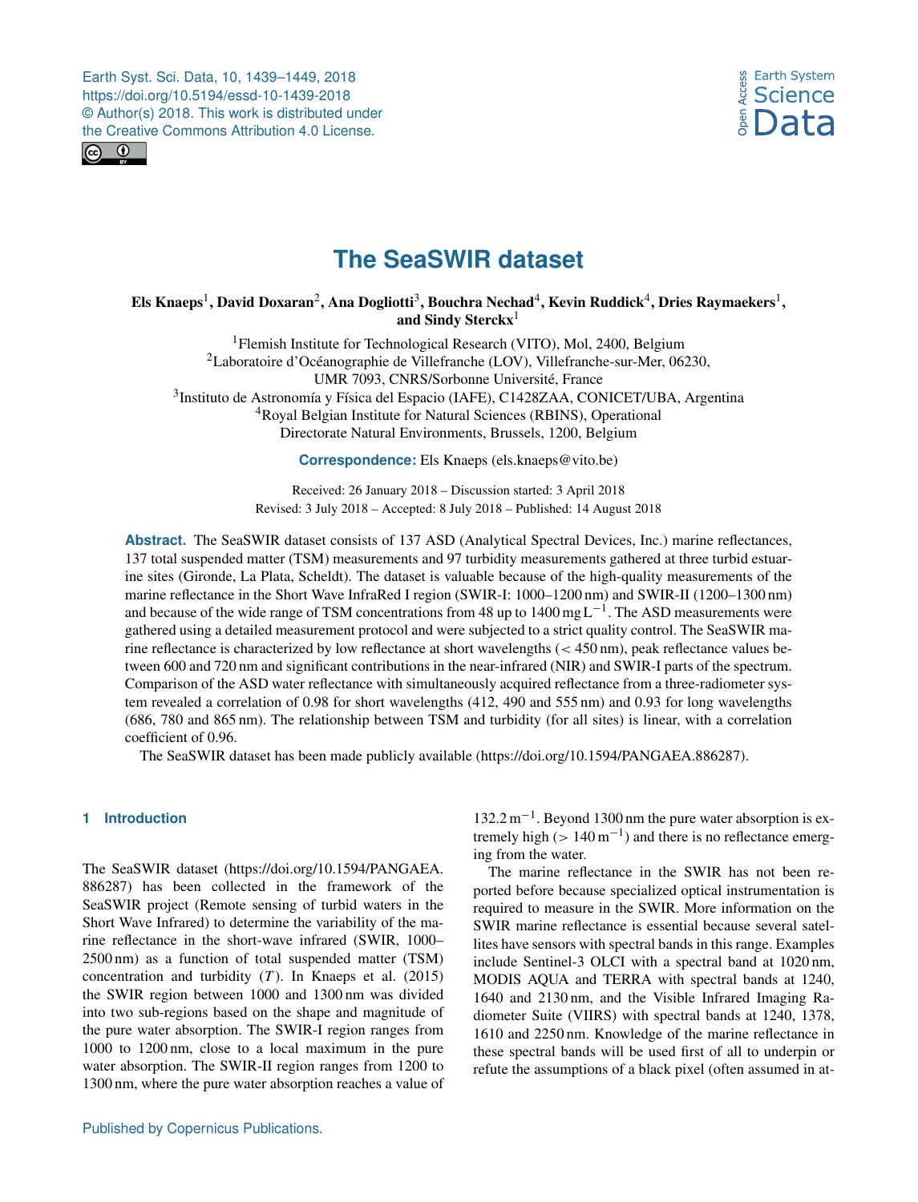# The SeaSWIR dataset

**Els Knaeps[1], David Doxaran[2], Ana Dogliotti[3], Bouchra Nechad[4], Kevin Ruddick[4], Dries Raymaekers[1], and Sindy Sterckx[1]**

[1]Flemish Institute for Technological Research (VITO), Mol, 2400, Belgium
[2]Laboratoire d'Océanographie de Villefranche (LOV), Villefranche-sur-Mer, 06230, UMR 7093, CNRS/Sorbonne Université, France
[3]Instituto de Astronomía y Física del Espacio (IAFE), C1428ZAA, CONICET/UBA, Argentina
[4]Royal Belgian Institute for Natural Sciences (RBINS), Operational Directorate Natural Environments, Brussels, 1200, Belgium

**Correspondence:** Els Knaeps (els.knaeps@vito.be)

Received: 26 January 2018 – Discussion started: 3 April 2018
Revised: 3 July 2018 – Accepted: 8 July 2018 – Published: 14 August 2018

**Abstract.** The SeaSWIR dataset consists of 137 ASD (Analytical Spectral Devices, Inc.) marine reflectances, 137 total suspended matter (TSM) measurements and 97 turbidity measurements gathered at three turbid estuarine sites (Gironde, La Plata, Scheldt). The dataset is valuable because of the high-quality measurements of the marine reflectance in the Short Wave InfraRed I region (SWIR-I: 1000–1200 nm) and SWIR-II (1200–1300 nm) and because of the wide range of TSM concentrations from 48 up to 1400 mg L$^{-1}$. The ASD measurements were gathered using a detailed measurement protocol and were subjected to a strict quality control. The SeaSWIR marine reflectance is characterized by low reflectance at short wavelengths (< 450 nm), peak reflectance values between 600 and 720 nm and significant contributions in the near-infrared (NIR) and SWIR-I parts of the spectrum. Comparison of the ASD water reflectance with simultaneously acquired reflectance from a three-radiometer system revealed a correlation of 0.98 for short wavelengths (412, 490 and 555 nm) and 0.93 for long wavelengths (686, 780 and 865 nm). The relationship between TSM and turbidity (for all sites) is linear, with a correlation coefficient of 0.96.

The SeaSWIR dataset has been made publicly available (https://doi.org/10.1594/PANGAEA.886287).

## 1 Introduction

The SeaSWIR dataset (https://doi.org/10.1594/PANGAEA.886287) has been collected in the framework of the SeaSWIR project (Remote sensing of turbid waters in the Short Wave Infrared) to determine the variability of the marine reflectance in the short-wave infrared (SWIR, 1000–2500 nm) as a function of total suspended matter (TSM) concentration and turbidity ($T$). In Knaeps et al. (2015) the SWIR region between 1000 and 1300 nm was divided into two sub-regions based on the shape and magnitude of the pure water absorption. The SWIR-I region ranges from 1000 to 1200 nm, close to a local maximum in the pure water absorption. The SWIR-II region ranges from 1200 to 1300 nm, where the pure water absorption reaches a value of 132.2 m$^{-1}$. Beyond 1300 nm the pure water absorption is extremely high (> 140 m$^{-1}$) and there is no reflectance emerging from the water.

The marine reflectance in the SWIR has not been reported before because specialized optical instrumentation is required to measure in the SWIR. More information on the SWIR marine reflectance is essential because several satellites have sensors with spectral bands in this range. Examples include Sentinel-3 OLCI with a spectral band at 1020 nm, MODIS AQUA and TERRA with spectral bands at 1240, 1640 and 2130 nm, and the Visible Infrared Imaging Radiometer Suite (VIIRS) with spectral bands at 1240, 1378, 1610 and 2250 nm. Knowledge of the marine reflectance in these spectral bands will be used first of all to underpin or refute the assumptions of a black pixel (often assumed in at-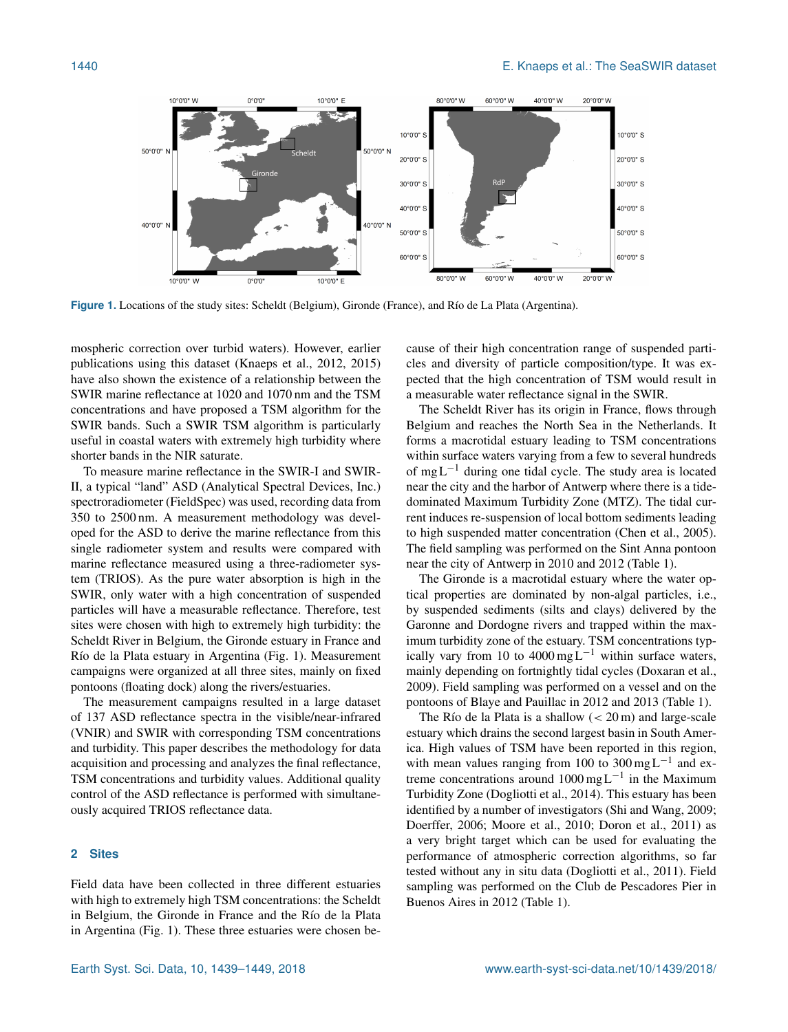Figure 1. Locations of the study sites: Scheldt (Belgium), Gironde (France), and Río de La Plata (Argentina).

mospheric correction over turbid waters). However, earlier publications using this dataset (Knaeps et al., 2012, 2015) have also shown the existence of a relationship between the SWIR marine reflectance at 1020 and 1070 nm and the TSM concentrations and have proposed a TSM algorithm for the SWIR bands. Such a SWIR TSM algorithm is particularly useful in coastal waters with extremely high turbidity where shorter bands in the NIR saturate.

To measure marine reflectance in the SWIR-I and SWIR-II, a typical "land" ASD (Analytical Spectral Devices, Inc.) spectroradiometer (FieldSpec) was used, recording data from 350 to 2500 nm. A measurement methodology was developed for the ASD to derive the marine reflectance from this single radiometer system and results were compared with marine reflectance measured using a three-radiometer system (TRIOS). As the pure water absorption is high in the SWIR, only water with a high concentration of suspended particles will have a measurable reflectance. Therefore, test sites were chosen with high to extremely high turbidity: the Scheldt River in Belgium, the Gironde estuary in France and Río de la Plata estuary in Argentina (Fig. 1). Measurement campaigns were organized at all three sites, mainly on fixed pontoons (floating dock) along the rivers/estuaries.

The measurement campaigns resulted in a large dataset of 137 ASD reflectance spectra in the visible/near-infrared (VNIR) and SWIR with corresponding TSM concentrations and turbidity. This paper describes the methodology for data acquisition and processing and analyzes the final reflectance, TSM concentrations and turbidity values. Additional quality control of the ASD reflectance is performed with simultaneously acquired TRIOS reflectance data.

## 2 Sites

Field data have been collected in three different estuaries with high to extremely high TSM concentrations: the Scheldt in Belgium, the Gironde in France and the Río de la Plata in Argentina (Fig. 1). These three estuaries were chosen because of their high concentration range of suspended particles and diversity of particle composition/type. It was expected that the high concentration of TSM would result in a measurable water reflectance signal in the SWIR.

The Scheldt River has its origin in France, flows through Belgium and reaches the North Sea in the Netherlands. It forms a macrotidal estuary leading to TSM concentrations within surface waters varying from a few to several hundreds of $\mathrm{mg\,L^{-1}}$ during one tidal cycle. The study area is located near the city and the harbor of Antwerp where there is a tide-dominated Maximum Turbidity Zone (MTZ). The tidal current induces re-suspension of local bottom sediments leading to high suspended matter concentration (Chen et al., 2005). The field sampling was performed on the Sint Anna pontoon near the city of Antwerp in 2010 and 2012 (Table 1).

The Gironde is a macrotidal estuary where the water optical properties are dominated by non-algal particles, i.e., by suspended sediments (silts and clays) delivered by the Garonne and Dordogne rivers and trapped within the maximum turbidity zone of the estuary. TSM concentrations typically vary from 10 to 4000 $\mathrm{mg\,L^{-1}}$ within surface waters, mainly depending on fortnightly tidal cycles (Doxaran et al., 2009). Field sampling was performed on a vessel and on the pontoons of Blaye and Pauillac in 2012 and 2013 (Table 1).

The Río de la Plata is a shallow ($< 20$ m) and large-scale estuary which drains the second largest basin in South America. High values of TSM have been reported in this region, with mean values ranging from 100 to 300 $\mathrm{mg\,L^{-1}}$ and extreme concentrations around 1000 $\mathrm{mg\,L^{-1}}$ in the Maximum Turbidity Zone (Dogliotti et al., 2014). This estuary has been identified by a number of investigators (Shi and Wang, 2009; Doerffer, 2006; Moore et al., 2010; Doron et al., 2011) as a very bright target which can be used for evaluating the performance of atmospheric correction algorithms, so far tested without any in situ data (Dogliotti et al., 2011). Field sampling was performed on the Club de Pescadores Pier in Buenos Aires in 2012 (Table 1).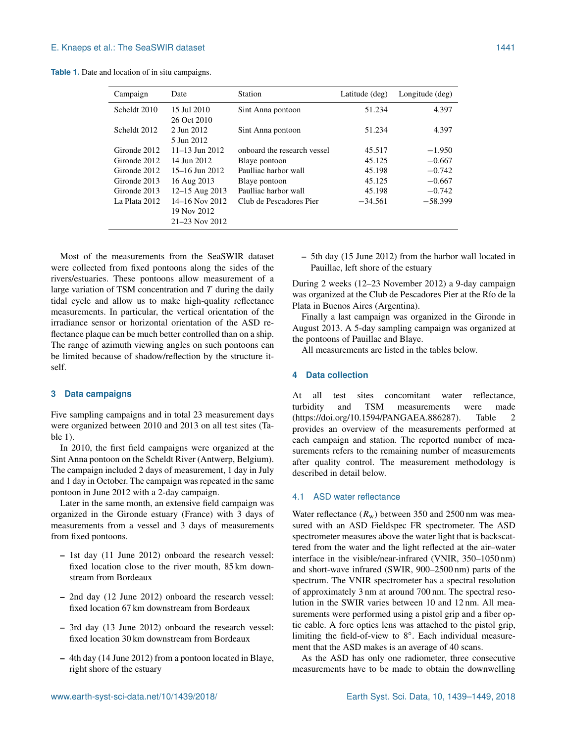**Table 1.** Date and location of in situ campaigns.

| Campaign | Date | Station | Latitude (deg) | Longitude (deg) |
|---|---|---|---|---|
| Scheldt 2010 | 15 Jul 2010<br>26 Oct 2010 | Sint Anna pontoon | 51.234 | 4.397 |
| Scheldt 2012 | 2 Jun 2012<br>5 Jun 2012 | Sint Anna pontoon | 51.234 | 4.397 |
| Gironde 2012 | 11–13 Jun 2012 | onboard the research vessel | 45.517 | −1.950 |
| Gironde 2012 | 14 Jun 2012 | Blaye pontoon | 45.125 | −0.667 |
| Gironde 2012 | 15–16 Jun 2012 | Paulliac harbor wall | 45.198 | −0.742 |
| Gironde 2013 | 16 Aug 2013 | Blaye pontoon | 45.125 | −0.667 |
| Gironde 2013 | 12–15 Aug 2013 | Paulliac harbor wall | 45.198 | −0.742 |
| La Plata 2012 | 14–16 Nov 2012<br>19 Nov 2012<br>21–23 Nov 2012 | Club de Pescadores Pier | −34.561 | −58.399 |

Most of the measurements from the SeaSWIR dataset were collected from fixed pontoons along the sides of the rivers/estuaries. These pontoons allow measurement of a large variation of TSM concentration and $T$ during the daily tidal cycle and allow us to make high-quality reflectance measurements. In particular, the vertical orientation of the irradiance sensor or horizontal orientation of the ASD reflectance plaque can be much better controlled than on a ship. The range of azimuth viewing angles on such pontoons can be limited because of shadow/reflection by the structure itself.

## 3 Data campaigns

Five sampling campaigns and in total 23 measurement days were organized between 2010 and 2013 on all test sites (Table 1).

In 2010, the first field campaigns were organized at the Sint Anna pontoon on the Scheldt River (Antwerp, Belgium). The campaign included 2 days of measurement, 1 day in July and 1 day in October. The campaign was repeated in the same pontoon in June 2012 with a 2-day campaign.

Later in the same month, an extensive field campaign was organized in the Gironde estuary (France) with 3 days of measurements from a vessel and 3 days of measurements from fixed pontoons.

- 1st day (11 June 2012) onboard the research vessel: fixed location close to the river mouth, 85 km downstream from Bordeaux
- 2nd day (12 June 2012) onboard the research vessel: fixed location 67 km downstream from Bordeaux
- 3rd day (13 June 2012) onboard the research vessel: fixed location 30 km downstream from Bordeaux
- 4th day (14 June 2012) from a pontoon located in Blaye, right shore of the estuary
- 5th day (15 June 2012) from the harbor wall located in Pauillac, left shore of the estuary

During 2 weeks (12–23 November 2012) a 9-day campaign was organized at the Club de Pescadores Pier at the Río de la Plata in Buenos Aires (Argentina).

Finally a last campaign was organized in the Gironde in August 2013. A 5-day sampling campaign was organized at the pontoons of Pauillac and Blaye.

All measurements are listed in the tables below.

## 4 Data collection

At all test sites concomitant water reflectance, turbidity and TSM measurements were made (https://doi.org/10.1594/PANGAEA.886287). Table 2 provides an overview of the measurements performed at each campaign and station. The reported number of measurements refers to the remaining number of measurements after quality control. The measurement methodology is described in detail below.

### 4.1 ASD water reflectance

Water reflectance ($R_w$) between 350 and 2500 nm was measured with an ASD Fieldspec FR spectrometer. The ASD spectrometer measures above the water light that is backscattered from the water and the light reflected at the air–water interface in the visible/near-infrared (VNIR, 350–1050 nm) and short-wave infrared (SWIR, 900–2500 nm) parts of the spectrum. The VNIR spectrometer has a spectral resolution of approximately 3 nm at around 700 nm. The spectral resolution in the SWIR varies between 10 and 12 nm. All measurements were performed using a pistol grip and a fiber optic cable. A fore optics lens was attached to the pistol grip, limiting the field-of-view to 8°. Each individual measurement that the ASD makes is an average of 40 scans.

As the ASD has only one radiometer, three consecutive measurements have to be made to obtain the downwelling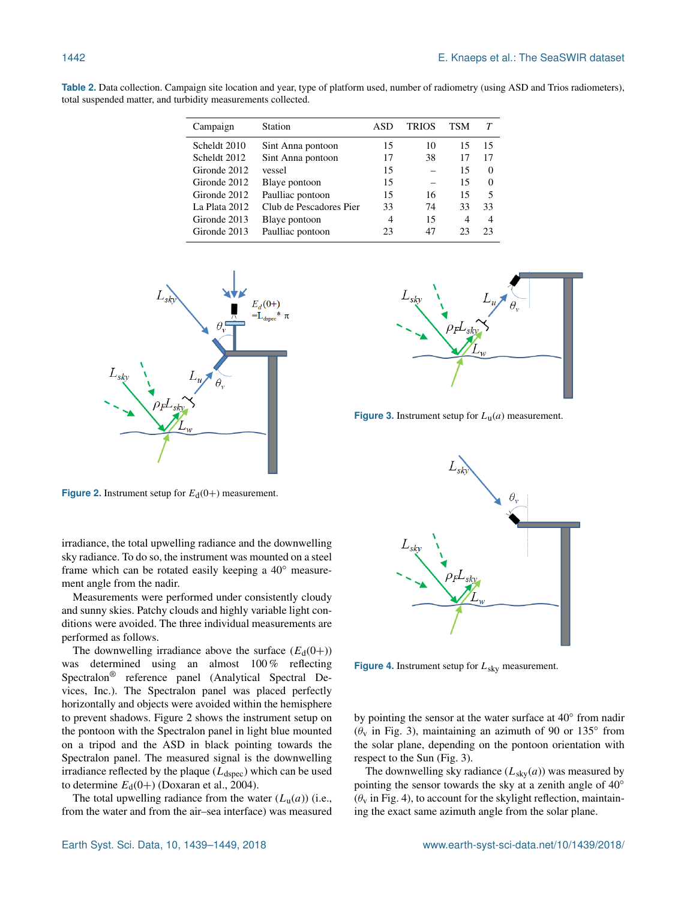**Table 2.** Data collection. Campaign site location and year, type of platform used, number of radiometry (using ASD and Trios radiometers), total suspended matter, and turbidity measurements collected.

| Campaign | Station | ASD | TRIOS | TSM | *T* |
|---|---|---|---|---|---|
| Scheldt 2010 | Sint Anna pontoon | 15 | 10 | 15 | 15 |
| Scheldt 2012 | Sint Anna pontoon | 17 | 38 | 17 | 17 |
| Gironde 2012 | vessel | 15 | – | 15 | 0 |
| Gironde 2012 | Blaye pontoon | 15 | – | 15 | 0 |
| Gironde 2012 | Paulliac pontoon | 15 | 16 | 15 | 5 |
| La Plata 2012 | Club de Pescadores Pier | 33 | 74 | 33 | 33 |
| Gironde 2013 | Blaye pontoon | 4 | 15 | 4 | 4 |
| Gironde 2013 | Paulliac pontoon | 23 | 47 | 23 | 23 |

**Figure 2.** Instrument setup for $E_\mathrm{d}(0+)$ measurement.

**Figure 3.** Instrument setup for $L_\mathrm{u}(a)$ measurement.

**Figure 4.** Instrument setup for $L_\mathrm{sky}$ measurement.

irradiance, the total upwelling radiance and the downwelling sky radiance. To do so, the instrument was mounted on a steel frame which can be rotated easily keeping a 40° measurement angle from the nadir.

Measurements were performed under consistently cloudy and sunny skies. Patchy clouds and highly variable light conditions were avoided. The three individual measurements are performed as follows.

The downwelling irradiance above the surface ($E_\mathrm{d}(0+)$) was determined using an almost 100 % reflecting Spectralon® reference panel (Analytical Spectral Devices, Inc.). The Spectralon panel was placed perfectly horizontally and objects were avoided within the hemisphere to prevent shadows. Figure 2 shows the instrument setup on the pontoon with the Spectralon panel in light blue mounted on a tripod and the ASD in black pointing towards the Spectralon panel. The measured signal is the downwelling irradiance reflected by the plaque ($L_\mathrm{dspec}$) which can be used to determine $E_\mathrm{d}(0+)$ (Doxaran et al., 2004).

The total upwelling radiance from the water ($L_\mathrm{u}(a)$) (i.e., from the water and from the air–sea interface) was measured by pointing the sensor at the water surface at 40° from nadir ($\theta_\mathrm{v}$ in Fig. 3), maintaining an azimuth of 90 or 135° from the solar plane, depending on the pontoon orientation with respect to the Sun (Fig. 3).

The downwelling sky radiance ($L_\mathrm{sky}(a)$) was measured by pointing the sensor towards the sky at a zenith angle of 40° ($\theta_\mathrm{v}$ in Fig. 4), to account for the skylight reflection, maintaining the exact same azimuth angle from the solar plane.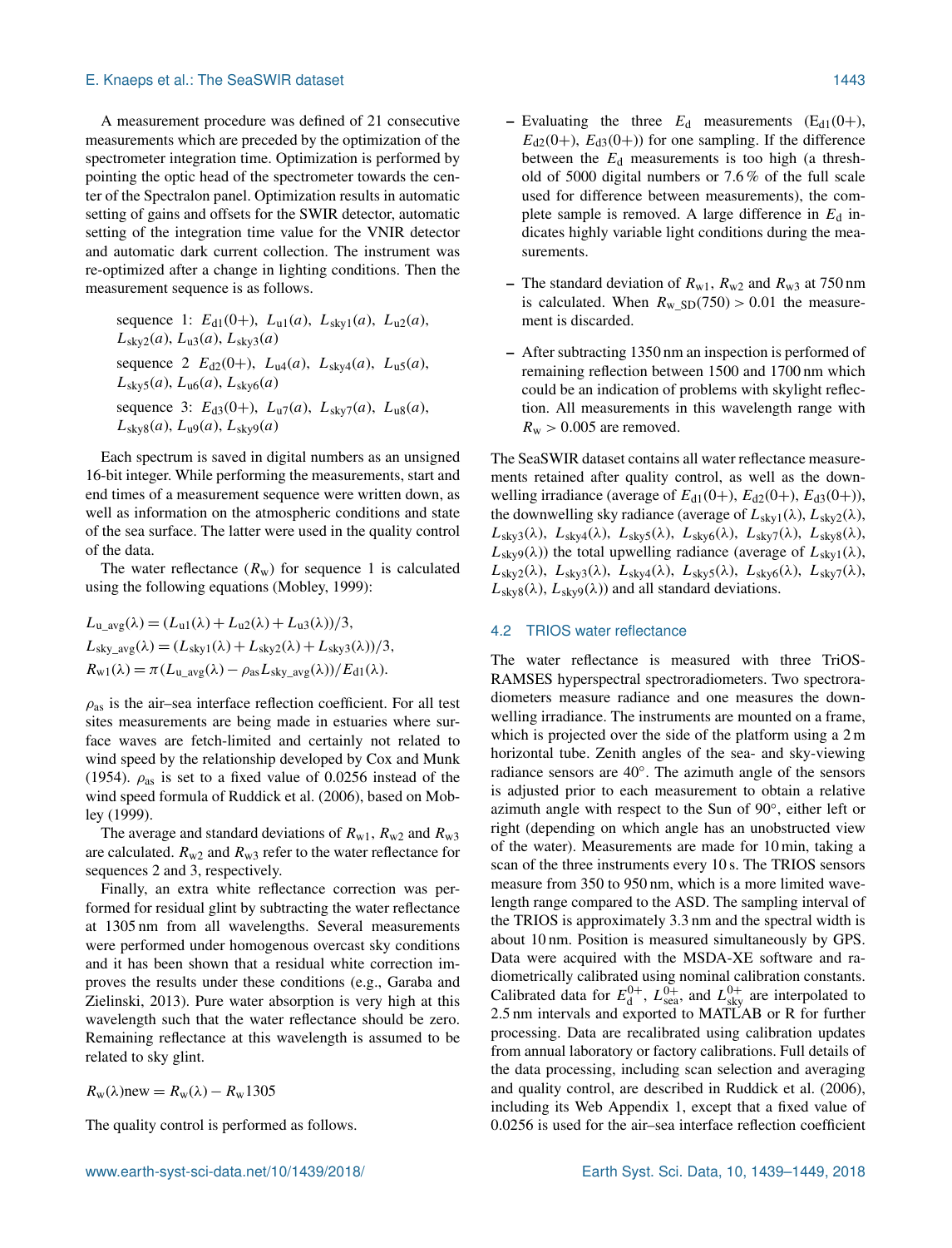A measurement procedure was defined of 21 consecutive measurements which are preceded by the optimization of the spectrometer integration time. Optimization is performed by pointing the optic head of the spectrometer towards the center of the Spectralon panel. Optimization results in automatic setting of gains and offsets for the SWIR detector, automatic setting of the integration time value for the VNIR detector and automatic dark current collection. The instrument was re-optimized after a change in lighting conditions. Then the measurement sequence is as follows.

sequence 1: $E_{d1}(0+)$, $L_{u1}(a)$, $L_{sky1}(a)$, $L_{u2}(a)$, $L_{sky2}(a)$, $L_{u3}(a)$, $L_{sky3}(a)$

sequence 2 $E_{d2}(0+)$, $L_{u4}(a)$, $L_{sky4}(a)$, $L_{u5}(a)$, $L_{sky5}(a)$, $L_{u6}(a)$, $L_{sky6}(a)$

sequence 3: $E_{d3}(0+)$, $L_{u7}(a)$, $L_{sky7}(a)$, $L_{u8}(a)$, $L_{sky8}(a)$, $L_{u9}(a)$, $L_{sky9}(a)$

Each spectrum is saved in digital numbers as an unsigned 16-bit integer. While performing the measurements, start and end times of a measurement sequence were written down, as well as information on the atmospheric conditions and state of the sea surface. The latter were used in the quality control of the data.

The water reflectance ($R_w$) for sequence 1 is calculated using the following equations (Mobley, 1999):

$$L_{u\_avg}(\lambda) = (L_{u1}(\lambda) + L_{u2}(\lambda) + L_{u3}(\lambda))/3,$$

$$L_{sky\_avg}(\lambda) = (L_{sky1}(\lambda) + L_{sky2}(\lambda) + L_{sky3}(\lambda))/3,$$

$$R_{w1}(\lambda) = \pi(L_{u\_avg}(\lambda) - \rho_{as} L_{sky\_avg}(\lambda))/E_{d1}(\lambda).$$

$\rho_{as}$ is the air–sea interface reflection coefficient. For all test sites measurements are being made in estuaries where surface waves are fetch-limited and certainly not related to wind speed by the relationship developed by Cox and Munk (1954). $\rho_{as}$ is set to a fixed value of 0.0256 instead of the wind speed formula of Ruddick et al. (2006), based on Mobley (1999).

The average and standard deviations of $R_{w1}$, $R_{w2}$ and $R_{w3}$ are calculated. $R_{w2}$ and $R_{w3}$ refer to the water reflectance for sequences 2 and 3, respectively.

Finally, an extra white reflectance correction was performed for residual glint by subtracting the water reflectance at 1305 nm from all wavelengths. Several measurements were performed under homogenous overcast sky conditions and it has been shown that a residual white correction improves the results under these conditions (e.g., Garaba and Zielinski, 2013). Pure water absorption is very high at this wavelength such that the water reflectance should be zero. Remaining reflectance at this wavelength is assumed to be related to sky glint.

$$R_w(\lambda)\text{new} = R_w(\lambda) - R_w 1305$$

The quality control is performed as follows.

- Evaluating the three $E_d$ measurements ($E_{d1}(0+)$, $E_{d2}(0+)$, $E_{d3}(0+)$) for one sampling. If the difference between the $E_d$ measurements is too high (a threshold of 5000 digital numbers or 7.6 % of the full scale used for difference between measurements), the complete sample is removed. A large difference in $E_d$ indicates highly variable light conditions during the measurements.
- The standard deviation of $R_{w1}$, $R_{w2}$ and $R_{w3}$ at 750 nm is calculated. When $R_{w\_SD}(750) > 0.01$ the measurement is discarded.
- After subtracting 1350 nm an inspection is performed of remaining reflection between 1500 and 1700 nm which could be an indication of problems with skylight reflection. All measurements in this wavelength range with $R_w > 0.005$ are removed.

The SeaSWIR dataset contains all water reflectance measurements retained after quality control, as well as the downwelling irradiance (average of $E_{d1}(0+)$, $E_{d2}(0+)$, $E_{d3}(0+)$), the downwelling sky radiance (average of $L_{sky1}(\lambda)$, $L_{sky2}(\lambda)$, $L_{sky3}(\lambda)$, $L_{sky4}(\lambda)$, $L_{sky5}(\lambda)$, $L_{sky6}(\lambda)$, $L_{sky7}(\lambda)$, $L_{sky8}(\lambda)$, $L_{sky9}(\lambda)$) the total upwelling radiance (average of $L_{sky1}(\lambda)$, $L_{sky2}(\lambda)$, $L_{sky3}(\lambda)$, $L_{sky4}(\lambda)$, $L_{sky5}(\lambda)$, $L_{sky6}(\lambda)$, $L_{sky7}(\lambda)$, $L_{sky8}(\lambda)$, $L_{sky9}(\lambda)$) and all standard deviations.

### 4.2 TRIOS water reflectance

The water reflectance is measured with three TriOS-RAMSES hyperspectral spectroradiometers. Two spectroradiometers measure radiance and one measures the downwelling irradiance. The instruments are mounted on a frame, which is projected over the side of the platform using a 2 m horizontal tube. Zenith angles of the sea- and sky-viewing radiance sensors are 40°. The azimuth angle of the sensors is adjusted prior to each measurement to obtain a relative azimuth angle with respect to the Sun of 90°, either left or right (depending on which angle has an unobstructed view of the water). Measurements are made for 10 min, taking a scan of the three instruments every 10 s. The TRIOS sensors measure from 350 to 950 nm, which is a more limited wavelength range compared to the ASD. The sampling interval of the TRIOS is approximately 3.3 nm and the spectral width is about 10 nm. Position is measured simultaneously by GPS. Data were acquired with the MSDA-XE software and radiometrically calibrated using nominal calibration constants. Calibrated data for $E_d^{0+}$, $L_{sea}^{0+}$, and $L_{sky}^{0+}$ are interpolated to 2.5 nm intervals and exported to MATLAB or R for further processing. Data are recalibrated using calibration updates from annual laboratory or factory calibrations. Full details of the data processing, including scan selection and averaging and quality control, are described in Ruddick et al. (2006), including its Web Appendix 1, except that a fixed value of 0.0256 is used for the air–sea interface reflection coefficient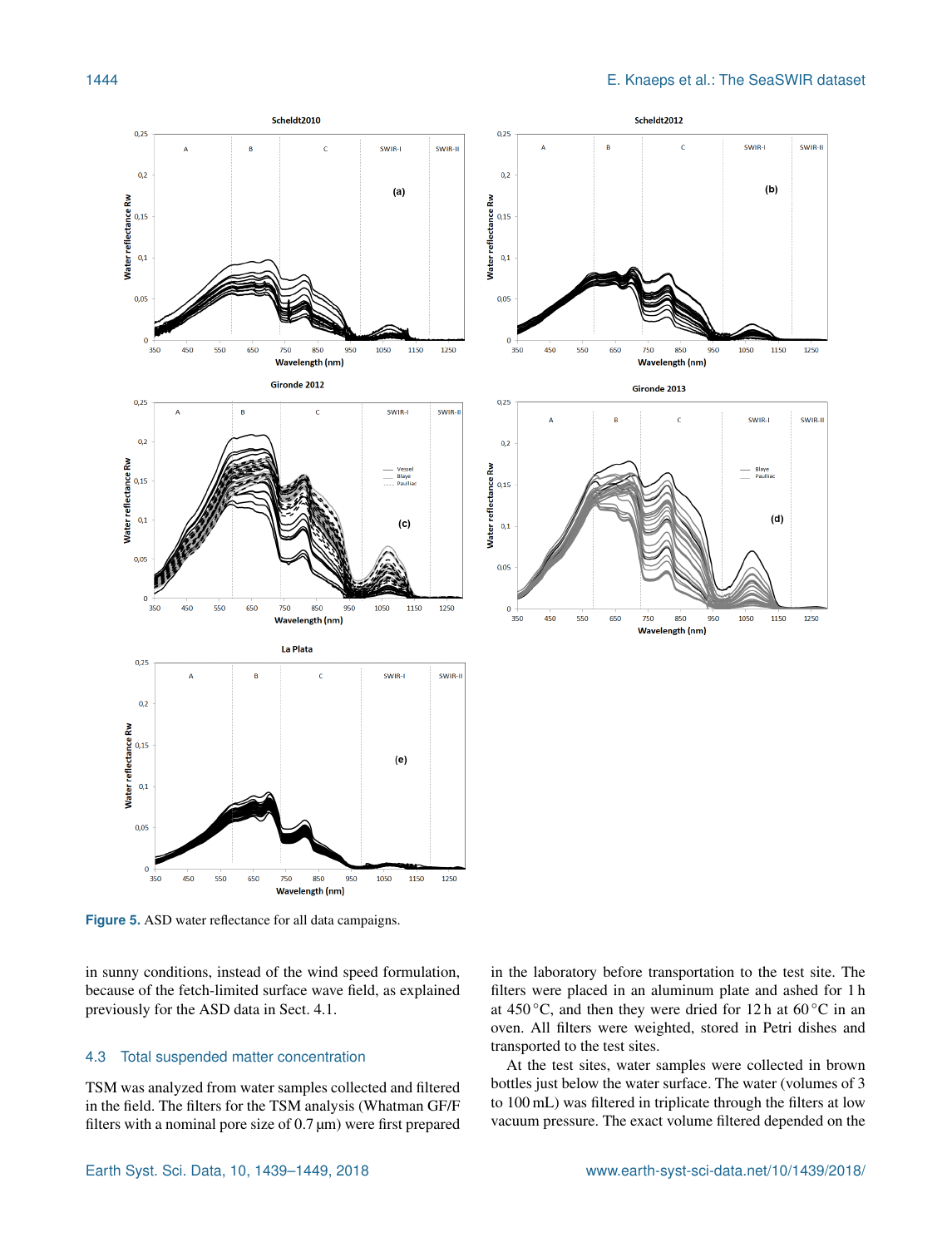Figure 5. ASD water reflectance for all data campaigns.

in sunny conditions, instead of the wind speed formulation, because of the fetch-limited surface wave field, as explained previously for the ASD data in Sect. 4.1.

### 4.3 Total suspended matter concentration

TSM was analyzed from water samples collected and filtered in the field. The filters for the TSM analysis (Whatman GF/F filters with a nominal pore size of 0.7 µm) were first prepared in the laboratory before transportation to the test site. The filters were placed in an aluminum plate and ashed for 1 h at 450 °C, and then they were dried for 12 h at 60 °C in an oven. All filters were weighted, stored in Petri dishes and transported to the test sites.

At the test sites, water samples were collected in brown bottles just below the water surface. The water (volumes of 3 to 100 mL) was filtered in triplicate through the filters at low vacuum pressure. The exact volume filtered depended on the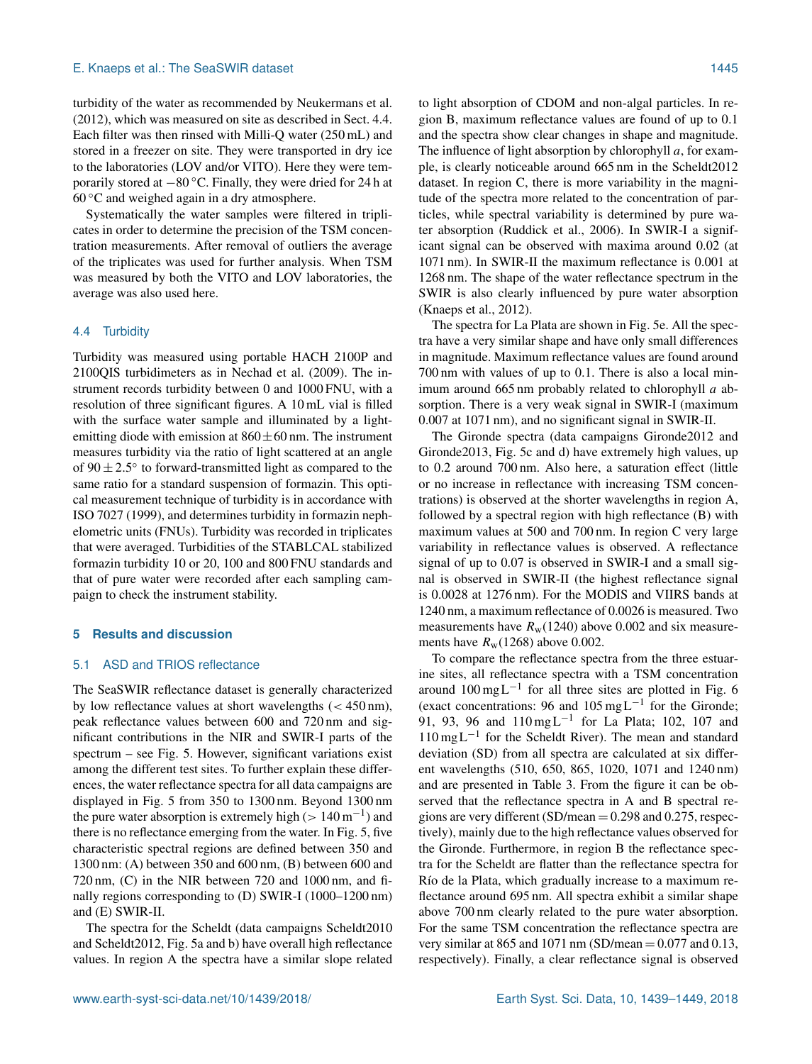turbidity of the water as recommended by Neukermans et al. (2012), which was measured on site as described in Sect. 4.4. Each filter was then rinsed with Milli-Q water (250 mL) and stored in a freezer on site. They were transported in dry ice to the laboratories (LOV and/or VITO). Here they were temporarily stored at −80 °C. Finally, they were dried for 24 h at 60 °C and weighed again in a dry atmosphere.

Systematically the water samples were filtered in triplicates in order to determine the precision of the TSM concentration measurements. After removal of outliers the average of the triplicates was used for further analysis. When TSM was measured by both the VITO and LOV laboratories, the average was also used here.

### 4.4 Turbidity

Turbidity was measured using portable HACH 2100P and 2100QIS turbidimeters as in Nechad et al. (2009). The instrument records turbidity between 0 and 1000 FNU, with a resolution of three significant figures. A 10 mL vial is filled with the surface water sample and illuminated by a light-emitting diode with emission at 860 ± 60 nm. The instrument measures turbidity via the ratio of light scattered at an angle of 90 ± 2.5° to forward-transmitted light as compared to the same ratio for a standard suspension of formazin. This optical measurement technique of turbidity is in accordance with ISO 7027 (1999), and determines turbidity in formazin nephelometric units (FNUs). Turbidity was recorded in triplicates that were averaged. Turbidities of the STABLCAL stabilized formazin turbidity 10 or 20, 100 and 800 FNU standards and that of pure water were recorded after each sampling campaign to check the instrument stability.

## 5 Results and discussion

### 5.1 ASD and TRIOS reflectance

The SeaSWIR reflectance dataset is generally characterized by low reflectance values at short wavelengths (< 450 nm), peak reflectance values between 600 and 720 nm and significant contributions in the NIR and SWIR-I parts of the spectrum – see Fig. 5. However, significant variations exist among the different test sites. To further explain these differences, the water reflectance spectra for all data campaigns are displayed in Fig. 5 from 350 to 1300 nm. Beyond 1300 nm the pure water absorption is extremely high ($> 140\,\mathrm{m^{-1}}$) and there is no reflectance emerging from the water. In Fig. 5, five characteristic spectral regions are defined between 350 and 1300 nm: (A) between 350 and 600 nm, (B) between 600 and 720 nm, (C) in the NIR between 720 and 1000 nm, and finally regions corresponding to (D) SWIR-I (1000–1200 nm) and (E) SWIR-II.

The spectra for the Scheldt (data campaigns Scheldt2010 and Scheldt2012, Fig. 5a and b) have overall high reflectance values. In region A the spectra have a similar slope related to light absorption of CDOM and non-algal particles. In region B, maximum reflectance values are found of up to 0.1 and the spectra show clear changes in shape and magnitude. The influence of light absorption by chlorophyll *a*, for example, is clearly noticeable around 665 nm in the Scheldt2012 dataset. In region C, there is more variability in the magnitude of the spectra more related to the concentration of particles, while spectral variability is determined by pure water absorption (Ruddick et al., 2006). In SWIR-I a significant signal can be observed with maxima around 0.02 (at 1071 nm). In SWIR-II the maximum reflectance is 0.001 at 1268 nm. The shape of the water reflectance spectrum in the SWIR is also clearly influenced by pure water absorption (Knaeps et al., 2012).

The spectra for La Plata are shown in Fig. 5e. All the spectra have a very similar shape and have only small differences in magnitude. Maximum reflectance values are found around 700 nm with values of up to 0.1. There is also a local minimum around 665 nm probably related to chlorophyll *a* absorption. There is a very weak signal in SWIR-I (maximum 0.007 at 1071 nm), and no significant signal in SWIR-II.

The Gironde spectra (data campaigns Gironde2012 and Gironde2013, Fig. 5c and d) have extremely high values, up to 0.2 around 700 nm. Also here, a saturation effect (little or no increase in reflectance with increasing TSM concentrations) is observed at the shorter wavelengths in region A, followed by a spectral region with high reflectance (B) with maximum values at 500 and 700 nm. In region C very large variability in reflectance values is observed. A reflectance signal of up to 0.07 is observed in SWIR-I and a small signal is observed in SWIR-II (the highest reflectance signal is 0.0028 at 1276 nm). For the MODIS and VIIRS bands at 1240 nm, a maximum reflectance of 0.0026 is measured. Two measurements have $R_\mathrm{w}(1240)$ above 0.002 and six measurements have $R_\mathrm{w}(1268)$ above 0.002.

To compare the reflectance spectra from the three estuarine sites, all reflectance spectra with a TSM concentration around $100\,\mathrm{mg\,L^{-1}}$ for all three sites are plotted in Fig. 6 (exact concentrations: 96 and $105\,\mathrm{mg\,L^{-1}}$ for the Gironde; 91, 93, 96 and $110\,\mathrm{mg\,L^{-1}}$ for La Plata; 102, 107 and $110\,\mathrm{mg\,L^{-1}}$ for the Scheldt River). The mean and standard deviation (SD) from all spectra are calculated at six different wavelengths (510, 650, 865, 1020, 1071 and 1240 nm) and are presented in Table 3. From the figure it can be observed that the reflectance spectra in A and B spectral regions are very different (SD/mean = 0.298 and 0.275, respectively), mainly due to the high reflectance values observed for the Gironde. Furthermore, in region B the reflectance spectra for the Scheldt are flatter than the reflectance spectra for Río de la Plata, which gradually increase to a maximum reflectance around 695 nm. All spectra exhibit a similar shape above 700 nm clearly related to the pure water absorption. For the same TSM concentration the reflectance spectra are very similar at 865 and 1071 nm (SD/mean = 0.077 and 0.13, respectively). Finally, a clear reflectance signal is observed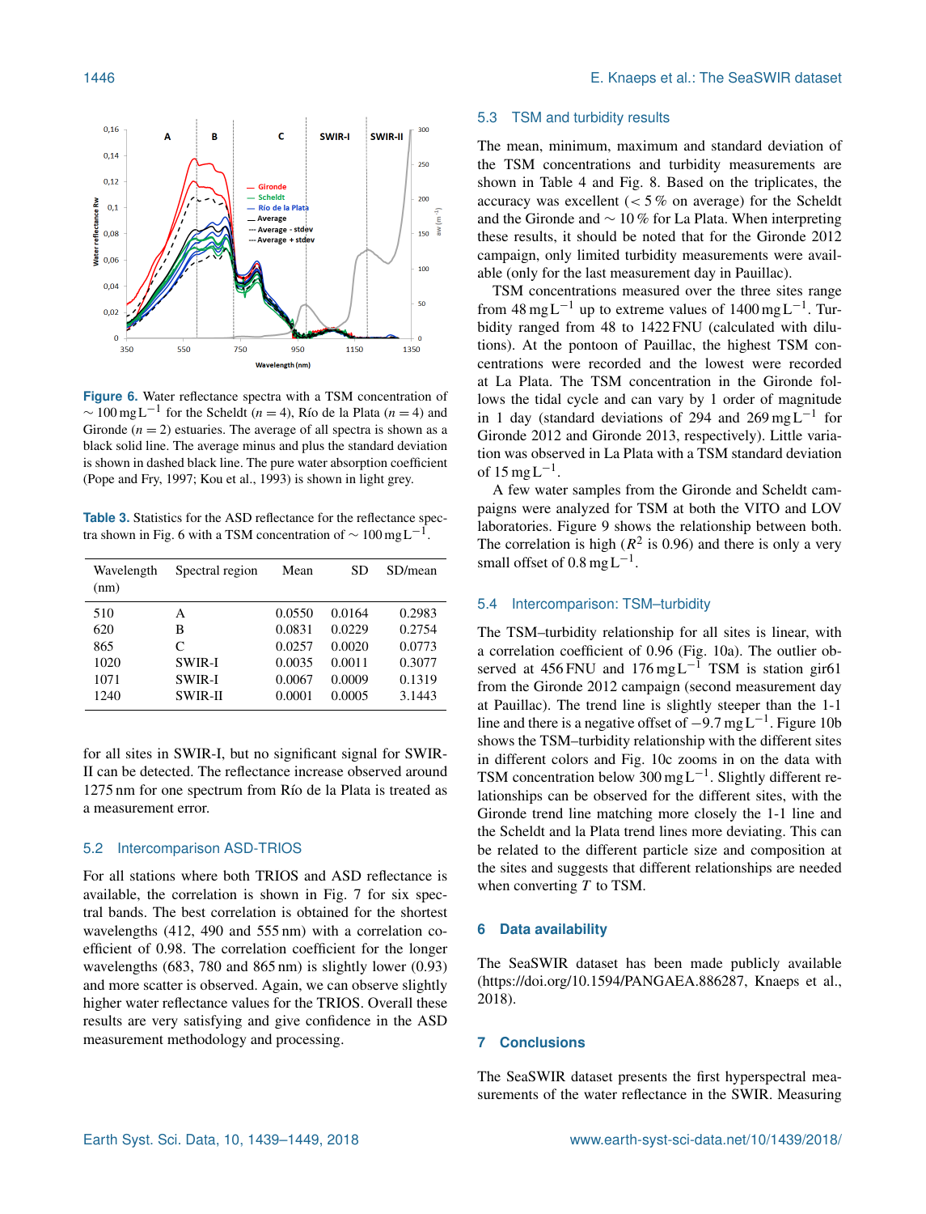**Figure 6.** Water reflectance spectra with a TSM concentration of $\sim 100\,\mathrm{mg\,L^{-1}}$ for the Scheldt ($n = 4$), Río de la Plata ($n = 4$) and Gironde ($n = 2$) estuaries. The average of all spectra is shown as a black solid line. The average minus and plus the standard deviation is shown in dashed black line. The pure water absorption coefficient (Pope and Fry, 1997; Kou et al., 1993) is shown in light grey.

**Table 3.** Statistics for the ASD reflectance for the reflectance spectra shown in Fig. 6 with a TSM concentration of $\sim 100\,\mathrm{mg\,L^{-1}}$.

| Wavelength (nm) | Spectral region | Mean | SD | SD/mean |
|---|---|---|---|---|
| 510 | A | 0.0550 | 0.0164 | 0.2983 |
| 620 | B | 0.0831 | 0.0229 | 0.2754 |
| 865 | C | 0.0257 | 0.0020 | 0.0773 |
| 1020 | SWIR-I | 0.0035 | 0.0011 | 0.3077 |
| 1071 | SWIR-I | 0.0067 | 0.0009 | 0.1319 |
| 1240 | SWIR-II | 0.0001 | 0.0005 | 3.1443 |

for all sites in SWIR-I, but no significant signal for SWIR-II can be detected. The reflectance increase observed around 1275 nm for one spectrum from Río de la Plata is treated as a measurement error.

### 5.2 Intercomparison ASD-TRIOS

For all stations where both TRIOS and ASD reflectance is available, the correlation is shown in Fig. 7 for six spectral bands. The best correlation is obtained for the shortest wavelengths (412, 490 and 555 nm) with a correlation coefficient of 0.98. The correlation coefficient for the longer wavelengths (683, 780 and 865 nm) is slightly lower (0.93) and more scatter is observed. Again, we can observe slightly higher water reflectance values for the TRIOS. Overall these results are very satisfying and give confidence in the ASD measurement methodology and processing.

### 5.3 TSM and turbidity results

The mean, minimum, maximum and standard deviation of the TSM concentrations and turbidity measurements are shown in Table 4 and Fig. 8. Based on the triplicates, the accuracy was excellent ($< 5\,\%$ on average) for the Scheldt and the Gironde and $\sim 10\,\%$ for La Plata. When interpreting these results, it should be noted that for the Gironde 2012 campaign, only limited turbidity measurements were available (only for the last measurement day in Pauillac).

TSM concentrations measured over the three sites range from $48\,\mathrm{mg\,L^{-1}}$ up to extreme values of $1400\,\mathrm{mg\,L^{-1}}$. Turbidity ranged from 48 to 1422 FNU (calculated with dilutions). At the pontoon of Pauillac, the highest TSM concentrations were recorded and the lowest were recorded at La Plata. The TSM concentration in the Gironde follows the tidal cycle and can vary by 1 order of magnitude in 1 day (standard deviations of 294 and $269\,\mathrm{mg\,L^{-1}}$ for Gironde 2012 and Gironde 2013, respectively). Little variation was observed in La Plata with a TSM standard deviation of $15\,\mathrm{mg\,L^{-1}}$.

A few water samples from the Gironde and Scheldt campaigns were analyzed for TSM at both the VITO and LOV laboratories. Figure 9 shows the relationship between both. The correlation is high ($R^2$ is 0.96) and there is only a very small offset of $0.8\,\mathrm{mg\,L^{-1}}$.

### 5.4 Intercomparison: TSM–turbidity

The TSM–turbidity relationship for all sites is linear, with a correlation coefficient of 0.96 (Fig. 10a). The outlier observed at 456 FNU and $176\,\mathrm{mg\,L^{-1}}$ TSM is station gir61 from the Gironde 2012 campaign (second measurement day at Pauillac). The trend line is slightly steeper than the 1-1 line and there is a negative offset of $-9.7\,\mathrm{mg\,L^{-1}}$. Figure 10b shows the TSM–turbidity relationship with the different sites in different colors and Fig. 10c zooms in on the data with TSM concentration below $300\,\mathrm{mg\,L^{-1}}$. Slightly different relationships can be observed for the different sites, with the Gironde trend line matching more closely the 1-1 line and the Scheldt and la Plata trend lines more deviating. This can be related to the different particle size and composition at the sites and suggests that different relationships are needed when converting $T$ to TSM.

## 6 Data availability

The SeaSWIR dataset has been made publicly available (https://doi.org/10.1594/PANGAEA.886287, Knaeps et al., 2018).

## 7 Conclusions

The SeaSWIR dataset presents the first hyperspectral measurements of the water reflectance in the SWIR. Measuring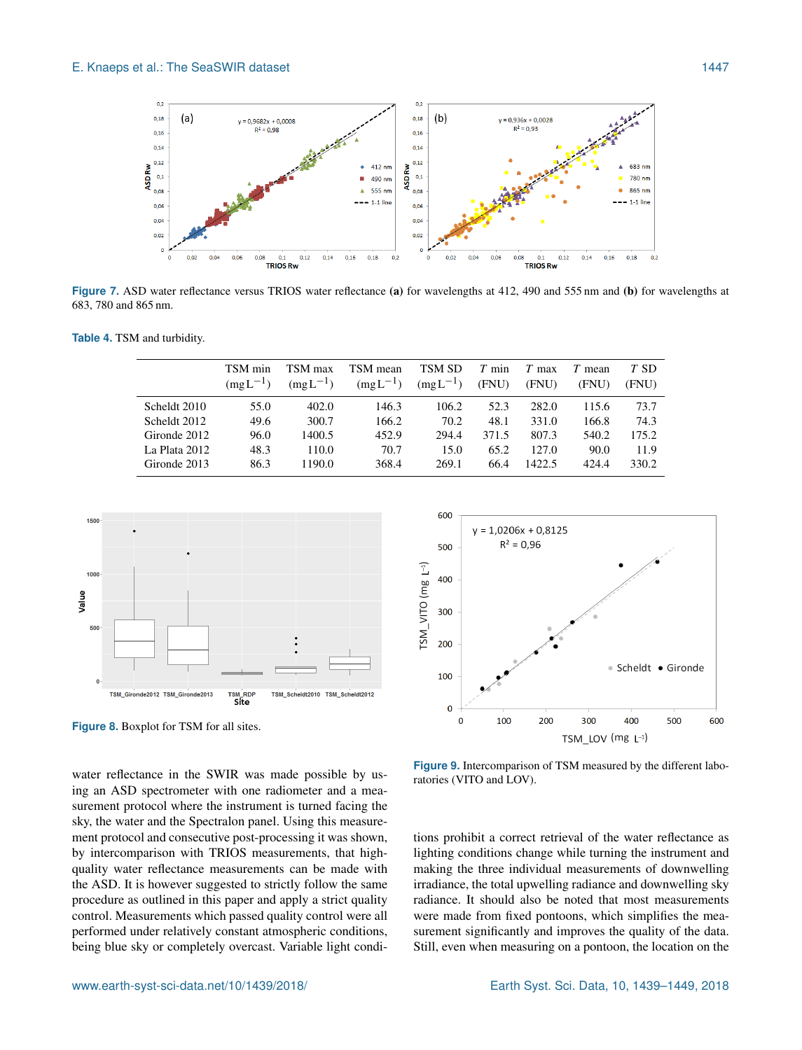Figure 7. ASD water reflectance versus TRIOS water reflectance **(a)** for wavelengths at 412, 490 and 555 nm and **(b)** for wavelengths at 683, 780 and 865 nm.

Table 4. TSM and turbidity.

| | TSM min ($mg L^{-1}$) | TSM max ($mg L^{-1}$) | TSM mean ($mg L^{-1}$) | TSM SD ($mg L^{-1}$) | $T$ min (FNU) | $T$ max (FNU) | $T$ mean (FNU) | $T$ SD (FNU) |
|---|---|---|---|---|---|---|---|---|
| Scheldt 2010 | 55.0 | 402.0 | 146.3 | 106.2 | 52.3 | 282.0 | 115.6 | 73.7 |
| Scheldt 2012 | 49.6 | 300.7 | 166.2 | 70.2 | 48.1 | 331.0 | 166.8 | 74.3 |
| Gironde 2012 | 96.0 | 1400.5 | 452.9 | 294.4 | 371.5 | 807.3 | 540.2 | 175.2 |
| La Plata 2012 | 48.3 | 110.0 | 70.7 | 15.0 | 65.2 | 127.0 | 90.0 | 11.9 |
| Gironde 2013 | 86.3 | 1190.0 | 368.4 | 269.1 | 66.4 | 1422.5 | 424.4 | 330.2 |

Figure 8. Boxplot for TSM for all sites.

Figure 9. Intercomparison of TSM measured by the different laboratories (VITO and LOV).

water reflectance in the SWIR was made possible by using an ASD spectrometer with one radiometer and a measurement protocol where the instrument is turned facing the sky, the water and the Spectralon panel. Using this measurement protocol and consecutive post-processing it was shown, by intercomparison with TRIOS measurements, that high-quality water reflectance measurements can be made with the ASD. It is however suggested to strictly follow the same procedure as outlined in this paper and apply a strict quality control. Measurements which passed quality control were all performed under relatively constant atmospheric conditions, being blue sky or completely overcast. Variable light conditions prohibit a correct retrieval of the water reflectance as lighting conditions change while turning the instrument and making the three individual measurements of downwelling irradiance, the total upwelling radiance and downwelling sky radiance. It should also be noted that most measurements were made from fixed pontoons, which simplifies the measurement significantly and improves the quality of the data. Still, even when measuring on a pontoon, the location on the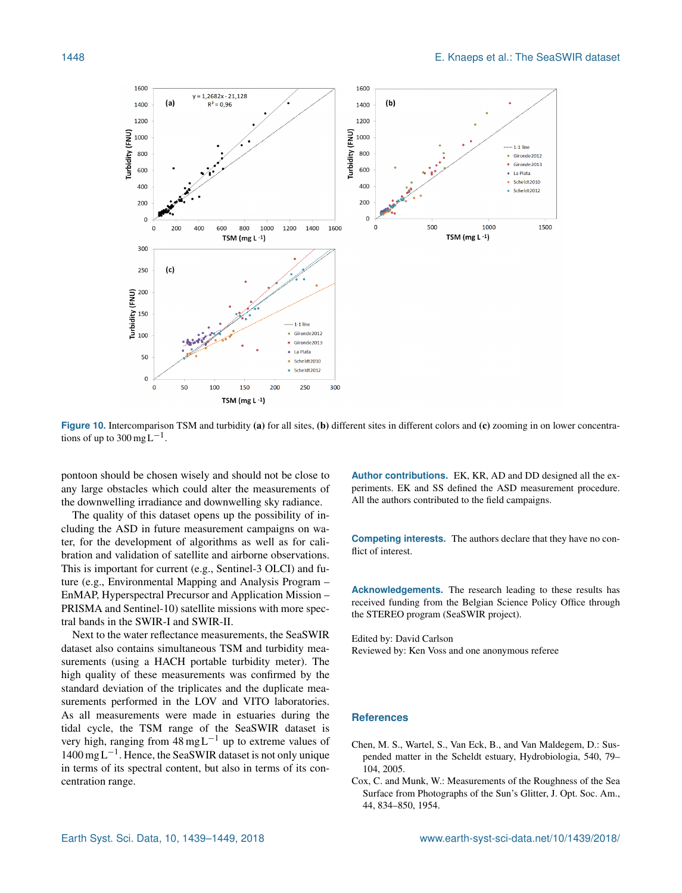Figure 10. Intercomparison TSM and turbidity **(a)** for all sites, **(b)** different sites in different colors and **(c)** zooming in on lower concentrations of up to 300 $mg\,L^{-1}$.

pontoon should be chosen wisely and should not be close to any large obstacles which could alter the measurements of the downwelling irradiance and downwelling sky radiance.

The quality of this dataset opens up the possibility of including the ASD in future measurement campaigns on water, for the development of algorithms as well as for calibration and validation of satellite and airborne observations. This is important for current (e.g., Sentinel-3 OLCI) and future (e.g., Environmental Mapping and Analysis Program – EnMAP, Hyperspectral Precursor and Application Mission – PRISMA and Sentinel-10) satellite missions with more spectral bands in the SWIR-I and SWIR-II.

Next to the water reflectance measurements, the SeaSWIR dataset also contains simultaneous TSM and turbidity measurements (using a HACH portable turbidity meter). The high quality of these measurements was confirmed by the standard deviation of the triplicates and the duplicate measurements performed in the LOV and VITO laboratories. As all measurements were made in estuaries during the tidal cycle, the TSM range of the SeaSWIR dataset is very high, ranging from 48 $mg\,L^{-1}$ up to extreme values of 1400 $mg\,L^{-1}$. Hence, the SeaSWIR dataset is not only unique in terms of its spectral content, but also in terms of its concentration range.

**Author contributions.** EK, KR, AD and DD designed all the experiments. EK and SS defined the ASD measurement procedure. All the authors contributed to the field campaigns.

**Competing interests.** The authors declare that they have no conflict of interest.

**Acknowledgements.** The research leading to these results has received funding from the Belgian Science Policy Office through the STEREO program (SeaSWIR project).

Edited by: David Carlson
Reviewed by: Ken Voss and one anonymous referee

## References

Chen, M. S., Wartel, S., Van Eck, B., and Van Maldegem, D.: Suspended matter in the Scheldt estuary, Hydrobiologia, 540, 79–104, 2005.

Cox, C. and Munk, W.: Measurements of the Roughness of the Sea Surface from Photographs of the Sun's Glitter, J. Opt. Soc. Am., 44, 834–850, 1954.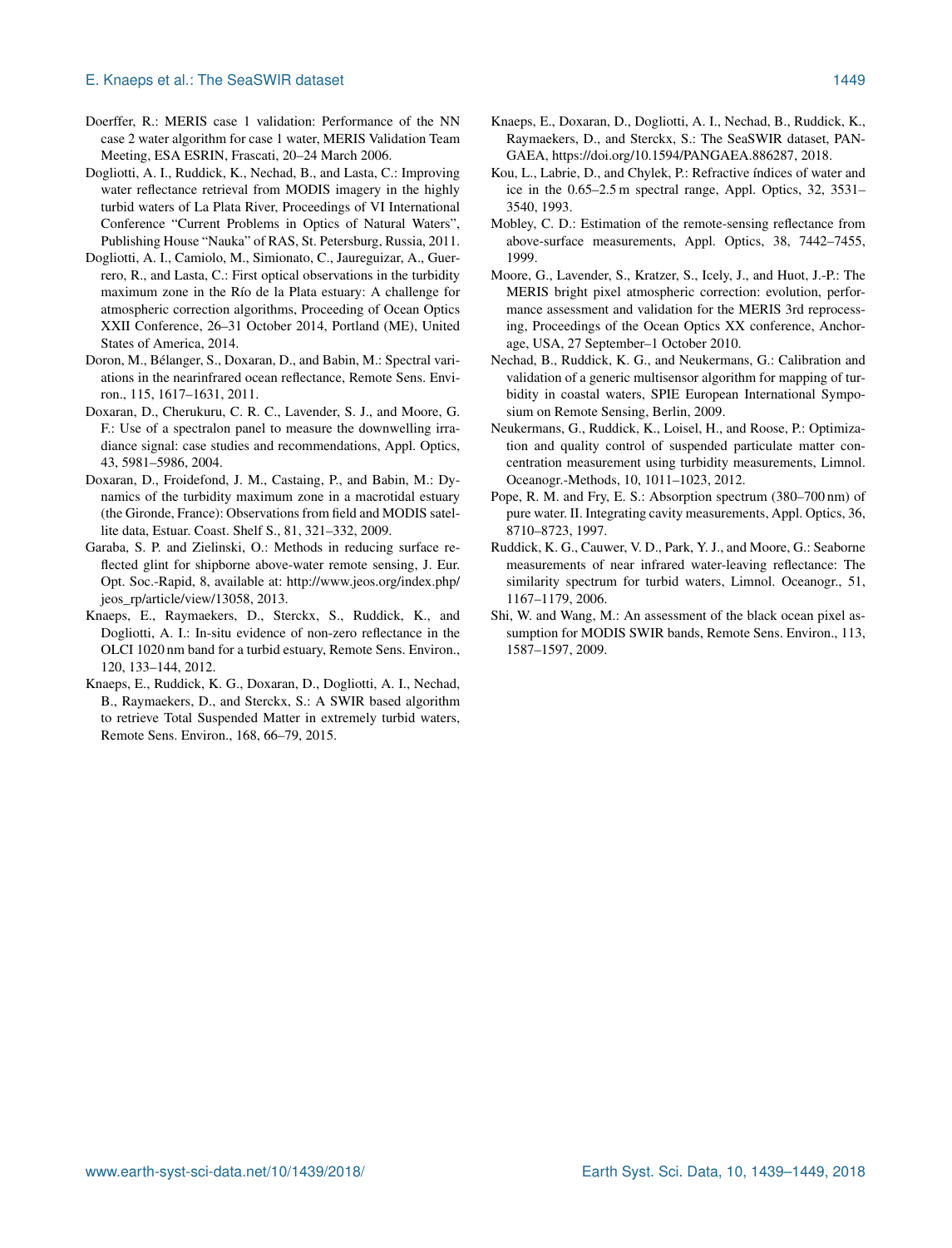Doerffer, R.: MERIS case 1 validation: Performance of the NN case 2 water algorithm for case 1 water, MERIS Validation Team Meeting, ESA ESRIN, Frascati, 20–24 March 2006.

Dogliotti, A. I., Ruddick, K., Nechad, B., and Lasta, C.: Improving water reflectance retrieval from MODIS imagery in the highly turbid waters of La Plata River, Proceedings of VI International Conference "Current Problems in Optics of Natural Waters", Publishing House "Nauka" of RAS, St. Petersburg, Russia, 2011.

Dogliotti, A. I., Camiolo, M., Simionato, C., Jaureguizar, A., Guerrero, R., and Lasta, C.: First optical observations in the turbidity maximum zone in the Río de la Plata estuary: A challenge for atmospheric correction algorithms, Proceeding of Ocean Optics XXII Conference, 26–31 October 2014, Portland (ME), United States of America, 2014.

Doron, M., Bélanger, S., Doxaran, D., and Babin, M.: Spectral variations in the nearinfrared ocean reflectance, Remote Sens. Environ., 115, 1617–1631, 2011.

Doxaran, D., Cherukuru, C. R. C., Lavender, S. J., and Moore, G. F.: Use of a spectralon panel to measure the downwelling irradiance signal: case studies and recommendations, Appl. Optics, 43, 5981–5986, 2004.

Doxaran, D., Froidefond, J. M., Castaing, P., and Babin, M.: Dynamics of the turbidity maximum zone in a macrotidal estuary (the Gironde, France): Observations from field and MODIS satellite data, Estuar. Coast. Shelf S., 81, 321–332, 2009.

Garaba, S. P. and Zielinski, O.: Methods in reducing surface reflected glint for shipborne above-water remote sensing, J. Eur. Opt. Soc.-Rapid, 8, available at: http://www.jeos.org/index.php/jeos_rp/article/view/13058, 2013.

Knaeps, E., Raymaekers, D., Sterckx, S., Ruddick, K., and Dogliotti, A. I.: In-situ evidence of non-zero reflectance in the OLCI 1020 nm band for a turbid estuary, Remote Sens. Environ., 120, 133–144, 2012.

Knaeps, E., Ruddick, K. G., Doxaran, D., Dogliotti, A. I., Nechad, B., Raymaekers, D., and Sterckx, S.: A SWIR based algorithm to retrieve Total Suspended Matter in extremely turbid waters, Remote Sens. Environ., 168, 66–79, 2015.

Knaeps, E., Doxaran, D., Dogliotti, A. I., Nechad, B., Ruddick, K., Raymaekers, D., and Sterckx, S.: The SeaSWIR dataset, PANGAEA, https://doi.org/10.1594/PANGAEA.886287, 2018.

Kou, L., Labrie, D., and Chylek, P.: Refractive índices of water and ice in the 0.65–2.5 m spectral range, Appl. Optics, 32, 3531–3540, 1993.

Mobley, C. D.: Estimation of the remote-sensing reflectance from above-surface measurements, Appl. Optics, 38, 7442–7455, 1999.

Moore, G., Lavender, S., Kratzer, S., Icely, J., and Huot, J.-P.: The MERIS bright pixel atmospheric correction: evolution, performance assessment and validation for the MERIS 3rd reprocessing, Proceedings of the Ocean Optics XX conference, Anchorage, USA, 27 September–1 October 2010.

Nechad, B., Ruddick, K. G., and Neukermans, G.: Calibration and validation of a generic multisensor algorithm for mapping of turbidity in coastal waters, SPIE European International Symposium on Remote Sensing, Berlin, 2009.

Neukermans, G., Ruddick, K., Loisel, H., and Roose, P.: Optimization and quality control of suspended particulate matter concentration measurement using turbidity measurements, Limnol. Oceanogr.-Methods, 10, 1011–1023, 2012.

Pope, R. M. and Fry, E. S.: Absorption spectrum (380–700 nm) of pure water. II. Integrating cavity measurements, Appl. Optics, 36, 8710–8723, 1997.

Ruddick, K. G., Cauwer, V. D., Park, Y. J., and Moore, G.: Seaborne measurements of near infrared water-leaving reflectance: The similarity spectrum for turbid waters, Limnol. Oceanogr., 51, 1167–1179, 2006.

Shi, W. and Wang, M.: An assessment of the black ocean pixel assumption for MODIS SWIR bands, Remote Sens. Environ., 113, 1587–1597, 2009.